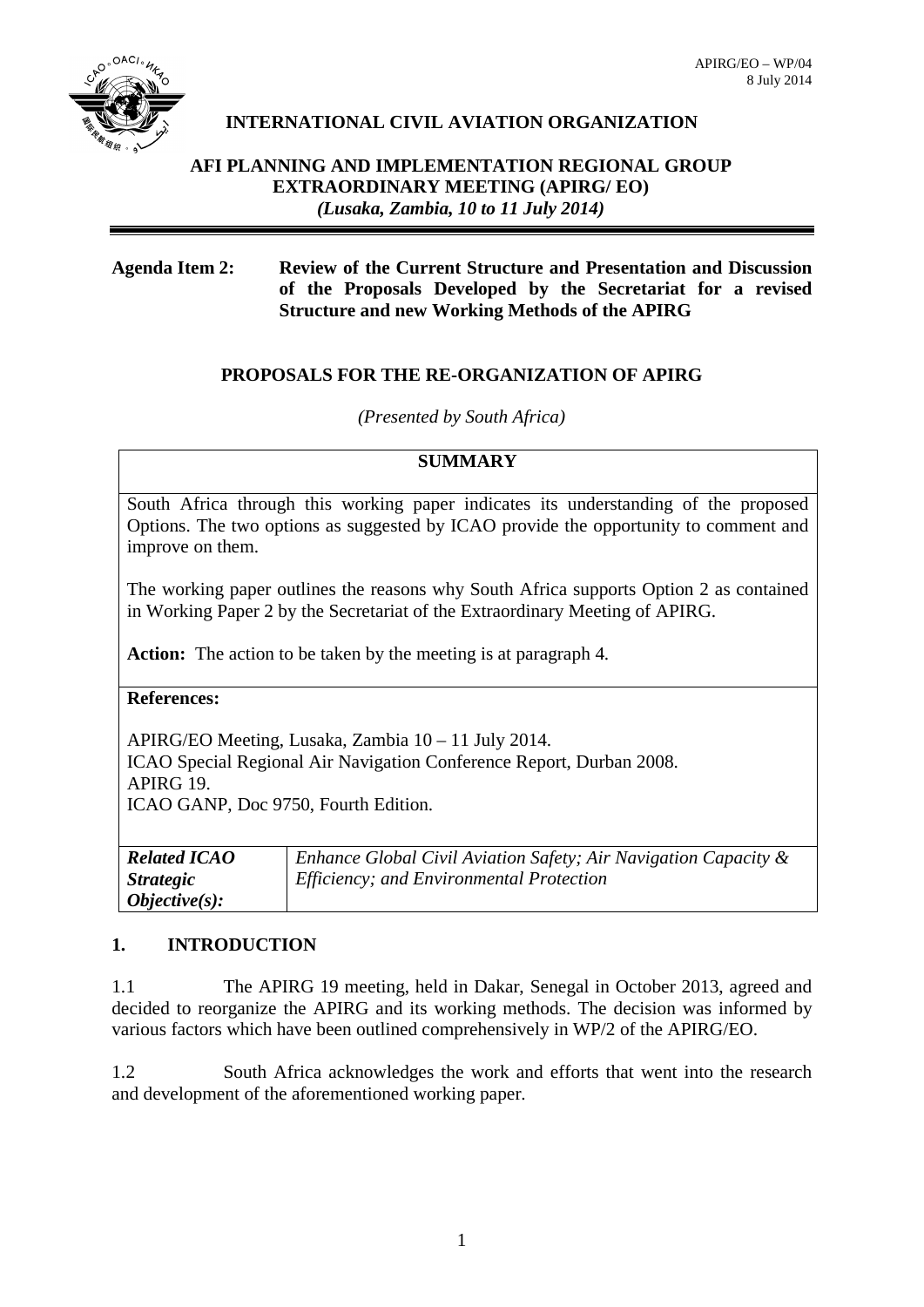APIRG/EO – WP/04
8 July 2014

**INTERNATIONAL CIVIL AVIATION ORGANIZATION**

**AFI PLANNING AND IMPLEMENTATION REGIONAL GROUP EXTRAORDINARY MEETING (APIRG/ EO)**
***(Lusaka, Zambia, 10 to 11 July 2014)***

**Agenda Item 2: Review of the Current Structure and Presentation and Discussion of the Proposals Developed by the Secretariat for a revised Structure and new Working Methods of the APIRG**

**PROPOSALS FOR THE RE-ORGANIZATION OF APIRG**

*(Presented by South Africa)*

**SUMMARY**

South Africa through this working paper indicates its understanding of the proposed Options. The two options as suggested by ICAO provide the opportunity to comment and improve on them.

The working paper outlines the reasons why South Africa supports Option 2 as contained in Working Paper 2 by the Secretariat of the Extraordinary Meeting of APIRG.

**Action:** The action to be taken by the meeting is at paragraph 4.

**References:**

APIRG/EO Meeting, Lusaka, Zambia 10 – 11 July 2014.
ICAO Special Regional Air Navigation Conference Report, Durban 2008.
APIRG 19.
ICAO GANP, Doc 9750, Fourth Edition.

| ***Related ICAO Strategic Objective(s):*** | *Enhance Global Civil Aviation Safety; Air Navigation Capacity & Efficiency; and Environmental Protection* |
|---|---|

## 1. INTRODUCTION

1.1 The APIRG 19 meeting, held in Dakar, Senegal in October 2013, agreed and decided to reorganize the APIRG and its working methods. The decision was informed by various factors which have been outlined comprehensively in WP/2 of the APIRG/EO.

1.2 South Africa acknowledges the work and efforts that went into the research and development of the aforementioned working paper.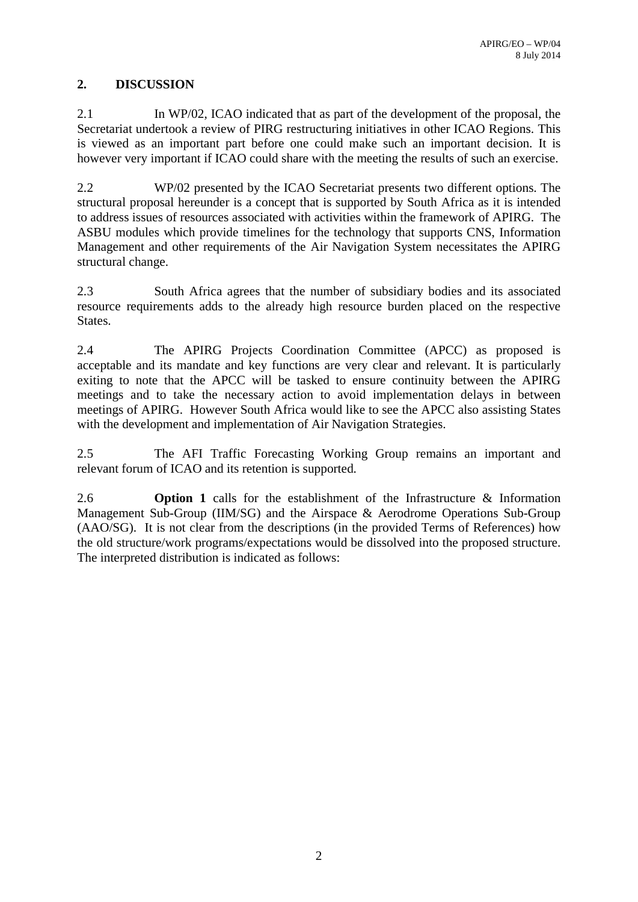## 2. DISCUSSION

2.1 In WP/02, ICAO indicated that as part of the development of the proposal, the Secretariat undertook a review of PIRG restructuring initiatives in other ICAO Regions. This is viewed as an important part before one could make such an important decision. It is however very important if ICAO could share with the meeting the results of such an exercise.

2.2 WP/02 presented by the ICAO Secretariat presents two different options. The structural proposal hereunder is a concept that is supported by South Africa as it is intended to address issues of resources associated with activities within the framework of APIRG. The ASBU modules which provide timelines for the technology that supports CNS, Information Management and other requirements of the Air Navigation System necessitates the APIRG structural change.

2.3 South Africa agrees that the number of subsidiary bodies and its associated resource requirements adds to the already high resource burden placed on the respective States.

2.4 The APIRG Projects Coordination Committee (APCC) as proposed is acceptable and its mandate and key functions are very clear and relevant. It is particularly exiting to note that the APCC will be tasked to ensure continuity between the APIRG meetings and to take the necessary action to avoid implementation delays in between meetings of APIRG. However South Africa would like to see the APCC also assisting States with the development and implementation of Air Navigation Strategies.

2.5 The AFI Traffic Forecasting Working Group remains an important and relevant forum of ICAO and its retention is supported.

2.6 **Option 1** calls for the establishment of the Infrastructure & Information Management Sub-Group (IIM/SG) and the Airspace & Aerodrome Operations Sub-Group (AAO/SG). It is not clear from the descriptions (in the provided Terms of References) how the old structure/work programs/expectations would be dissolved into the proposed structure. The interpreted distribution is indicated as follows: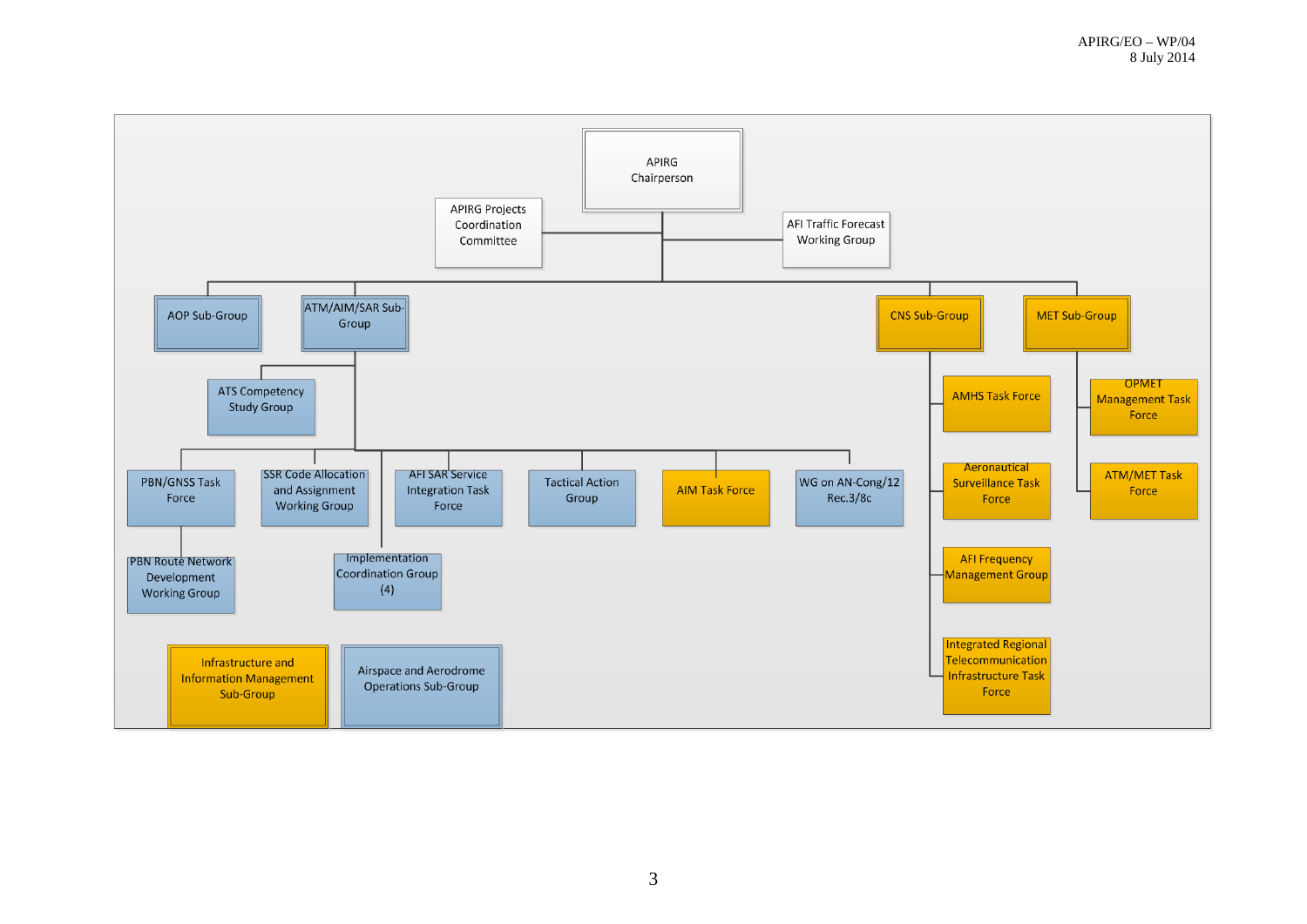APIRG Chairperson

- APIRG Projects Coordination Committee
- AFI Traffic Forecast Working Group

- AOP Sub-Group
- ATM/AIM/SAR Sub-Group
  - ATS Competency Study Group
  - PBN/GNSS Task Force
    - PBN Route Network Development Working Group
  - SSR Code Allocation and Assignment Working Group
  - Implementation Coordination Group (4)
  - AFI SAR Service Integration Task Force
  - Tactical Action Group
  - AIM Task Force
  - WG on AN-Conf/12 Rec.3/8c
- CNS Sub-Group
  - AMHS Task Force
  - Aeronautical Surveillance Task Force
  - AFI Frequency Management Group
  - Integrated Regional Telecommunication Infrastructure Task Force
- MET Sub-Group
  - OPMET Management Task Force
  - ATM/MET Task Force

- Infrastructure and Information Management Sub-Group
- Airspace and Aerodrome Operations Sub-Group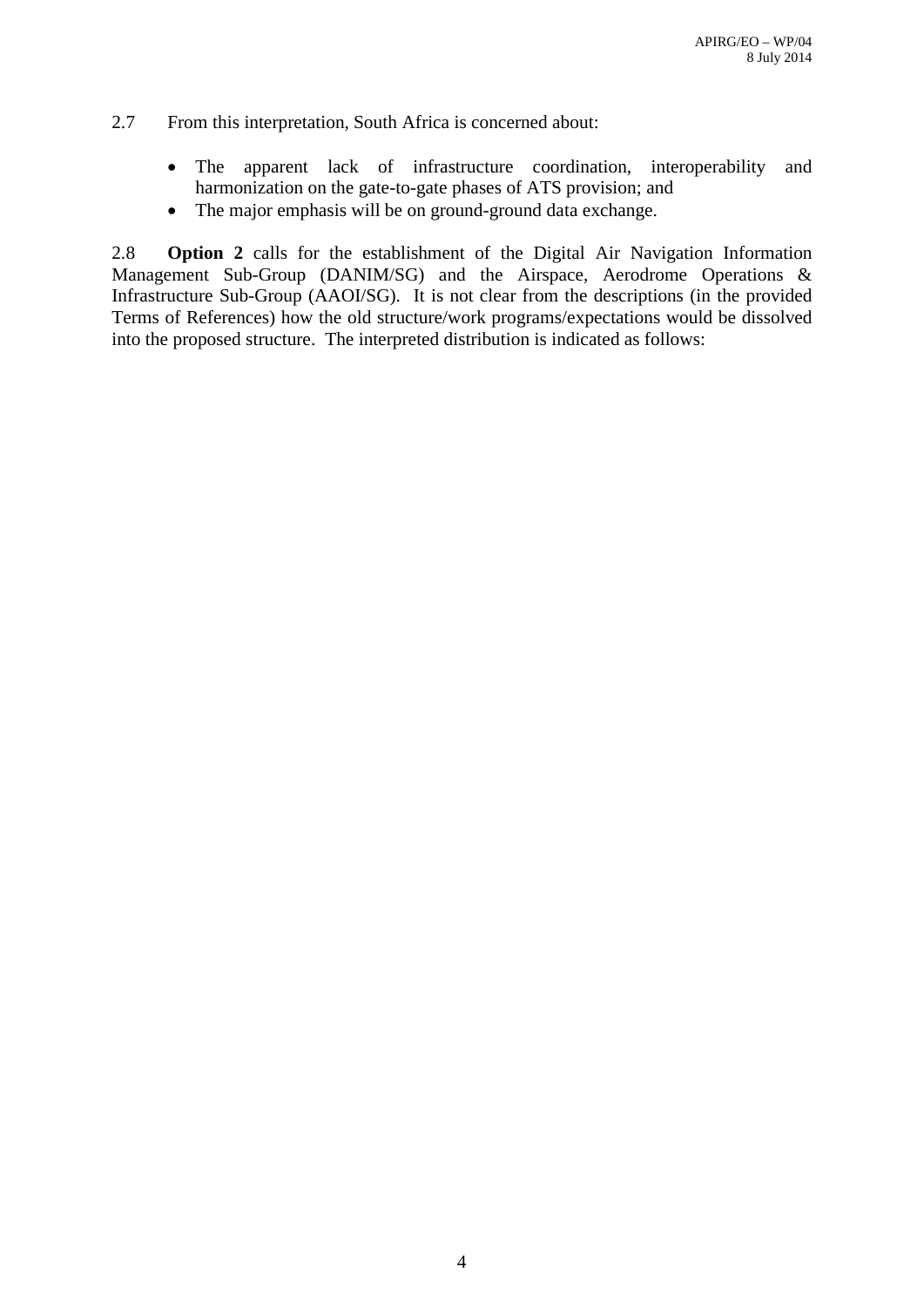2.7 From this interpretation, South Africa is concerned about:

- The apparent lack of infrastructure coordination, interoperability and harmonization on the gate-to-gate phases of ATS provision; and
- The major emphasis will be on ground-ground data exchange.

2.8 **Option 2** calls for the establishment of the Digital Air Navigation Information Management Sub-Group (DANIM/SG) and the Airspace, Aerodrome Operations & Infrastructure Sub-Group (AAOI/SG). It is not clear from the descriptions (in the provided Terms of References) how the old structure/work programs/expectations would be dissolved into the proposed structure. The interpreted distribution is indicated as follows: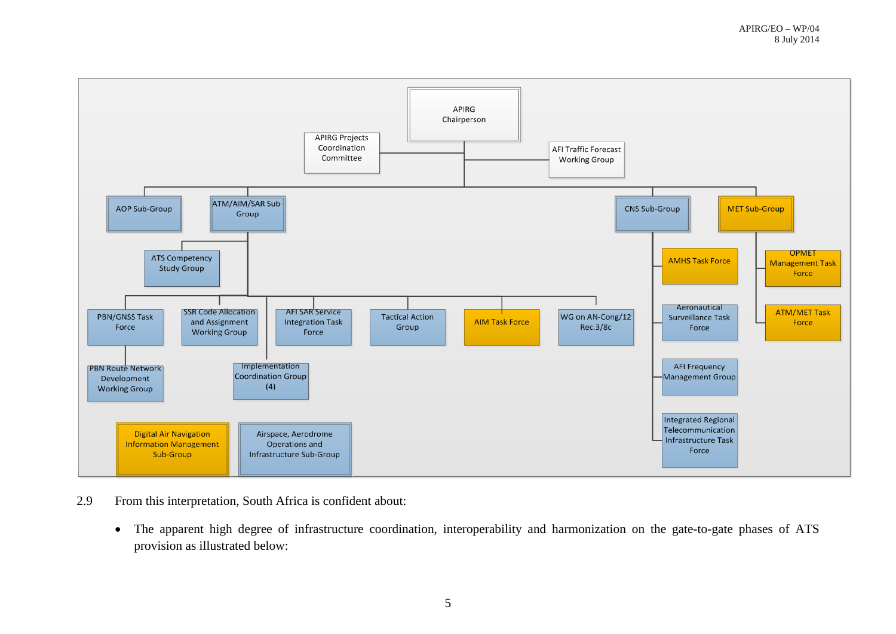APIRG Chairperson

APIRG Projects Coordination Committee

AFI Traffic Forecast Working Group

AOP Sub-Group

ATM/AIM/SAR Sub-Group

CNS Sub-Group

MET Sub-Group

ATS Competency Study Group

AMHS Task Force

OPMET Management Task Force

PBN/GNSS Task Force

SSR Code Allocation and Assignment Working Group

AFI SAR Service Integration Task Force

Tactical Action Group

AIM Task Force

WG on AN-Cong/12 Rec.3/8c

Aeronautical Surveillance Task Force

ATM/MET Task Force

PBN Route Network Development Working Group

Implementation Coordination Group (4)

AFI Frequency Management Group

Integrated Regional Telecommunication Infrastructure Task Force

Digital Air Navigation Information Management Sub-Group

Airspace, Aerodrome Operations and Infrastructure Sub-Group

2.9 From this interpretation, South Africa is confident about:

- The apparent high degree of infrastructure coordination, interoperability and harmonization on the gate-to-gate phases of ATS provision as illustrated below: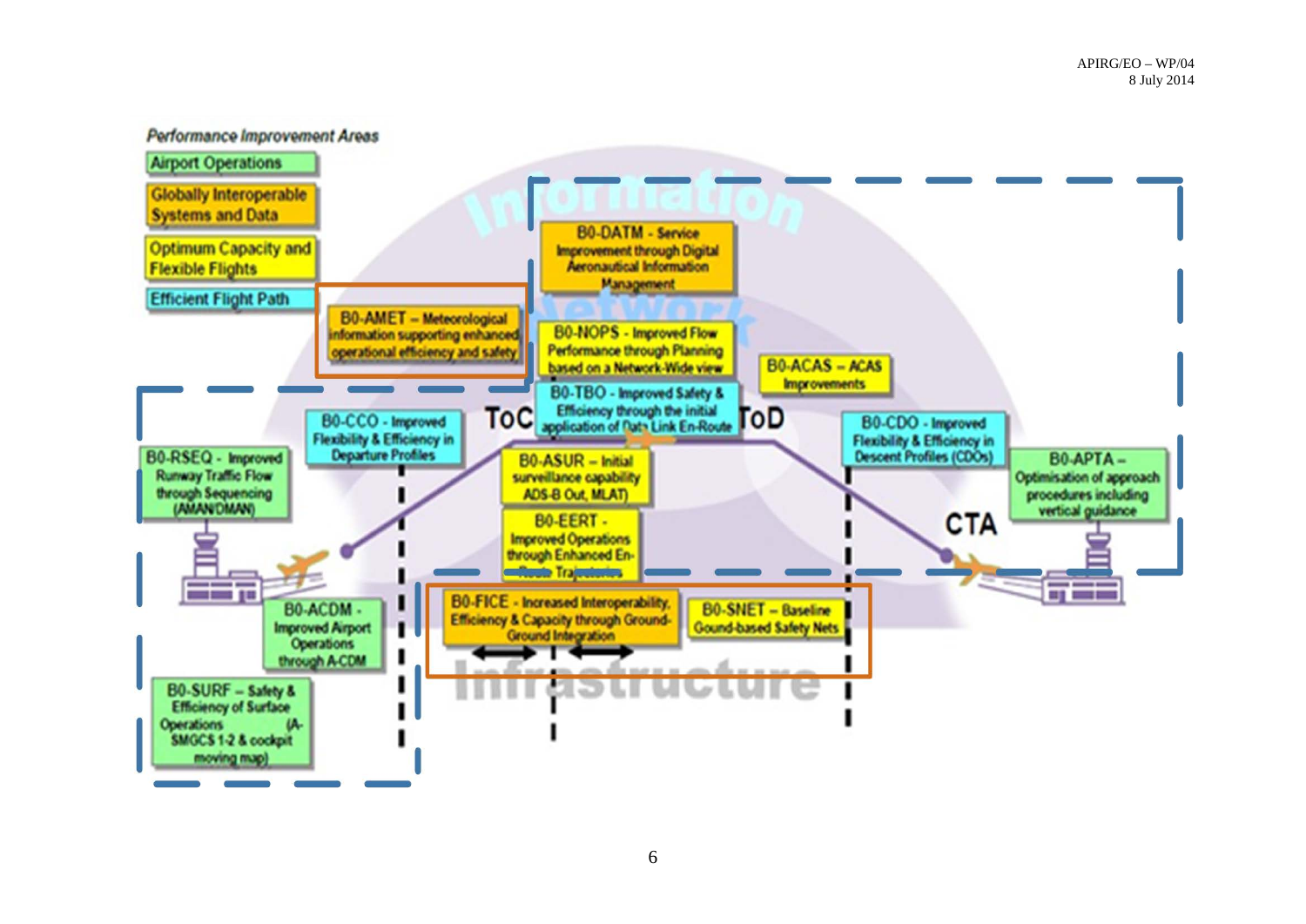*Performance Improvement Areas*

- Airport Operations
- Globally Interoperable Systems and Data
- Optimum Capacity and Flexible Flights
- Efficient Flight Path

Information

Network

B0-DATM - Service Improvement through Digital Aeronautical Information Management

B0-AMET – Meteorological information supporting enhanced operational efficiency and safety

B0-NOPS - Improved Flow Performance through Planning based on a Network-Wide view

B0-ACAS – ACAS Improvements

B0-TBO - Improved Safety & Efficiency through the initial application of Data Link En-Route

ToC

ToD

B0-CCO - Improved Flexibility & Efficiency in Departure Profiles

B0-CDO - Improved Flexibility & Efficiency in Descent Profiles (CDOs)

B0-RSEQ - Improved Runway Traffic Flow through Sequencing (AMAN/DMAN)

B0-ASUR – Initial surveillance capability ADS-B Out, MLAT)

B0-APTA – Optimisation of approach procedures including vertical guidance

B0-EERT - Improved Operations through Enhanced En-Route Trajectories

CTA

B0-ACDM - Improved Airport Operations through A-CDM

B0-FICE - Increased Interoperability, Efficiency & Capacity through Ground-Ground Integration

B0-SNET – Baseline Gound-based Safety Nets

B0-SURF – Safety & Efficiency of Surface Operations (A-SMGCS 1-2 & cockpit moving map)

Infrastructure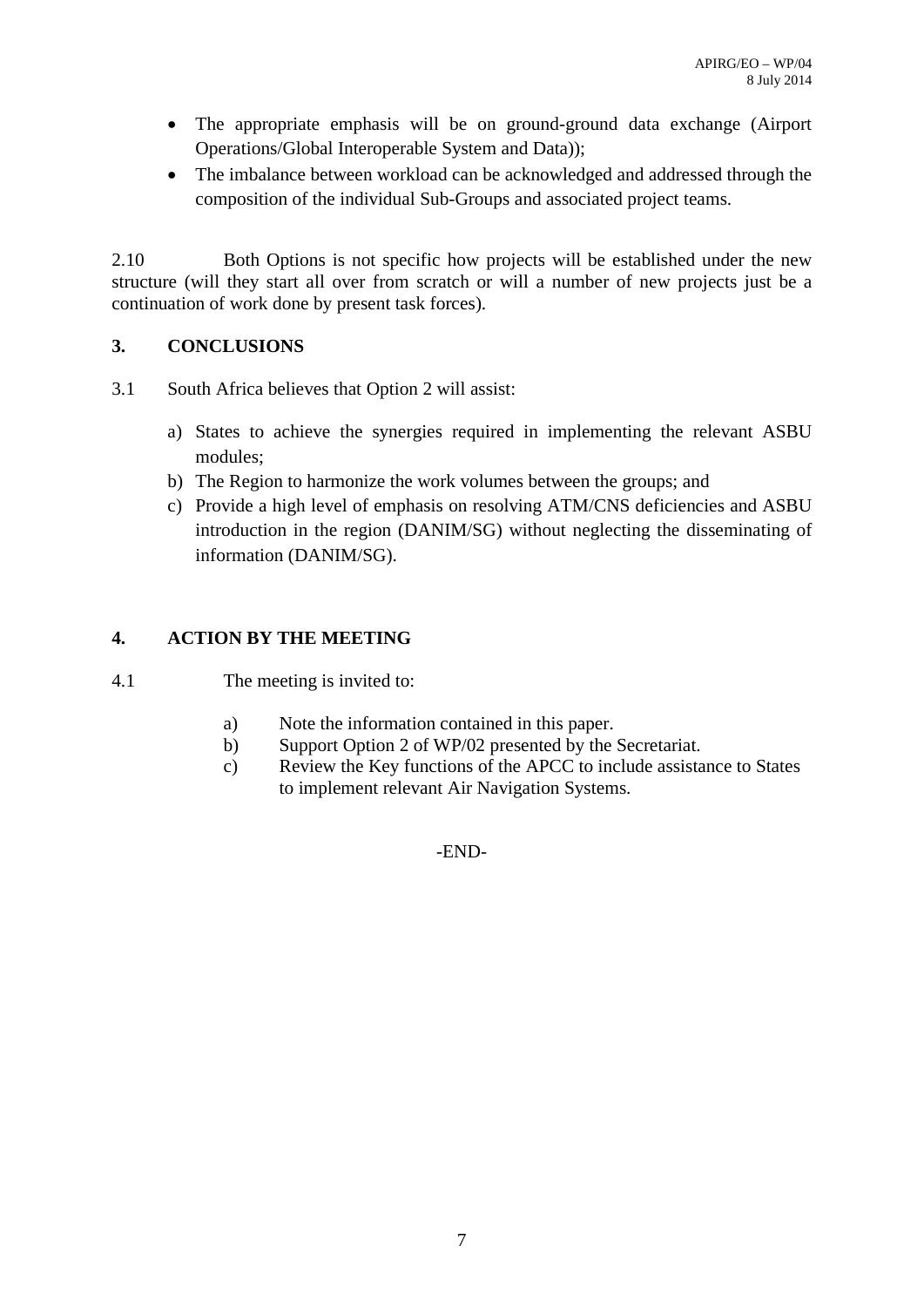- The appropriate emphasis will be on ground-ground data exchange (Airport Operations/Global Interoperable System and Data));
- The imbalance between workload can be acknowledged and addressed through the composition of the individual Sub-Groups and associated project teams.

2.10 Both Options is not specific how projects will be established under the new structure (will they start all over from scratch or will a number of new projects just be a continuation of work done by present task forces).

### 3. CONCLUSIONS

3.1 South Africa believes that Option 2 will assist:

a) States to achieve the synergies required in implementing the relevant ASBU modules;
b) The Region to harmonize the work volumes between the groups; and
c) Provide a high level of emphasis on resolving ATM/CNS deficiencies and ASBU introduction in the region (DANIM/SG) without neglecting the disseminating of information (DANIM/SG).

### 4. ACTION BY THE MEETING

4.1 The meeting is invited to:

a) Note the information contained in this paper.
b) Support Option 2 of WP/02 presented by the Secretariat.
c) Review the Key functions of the APCC to include assistance to States to implement relevant Air Navigation Systems.

-END-